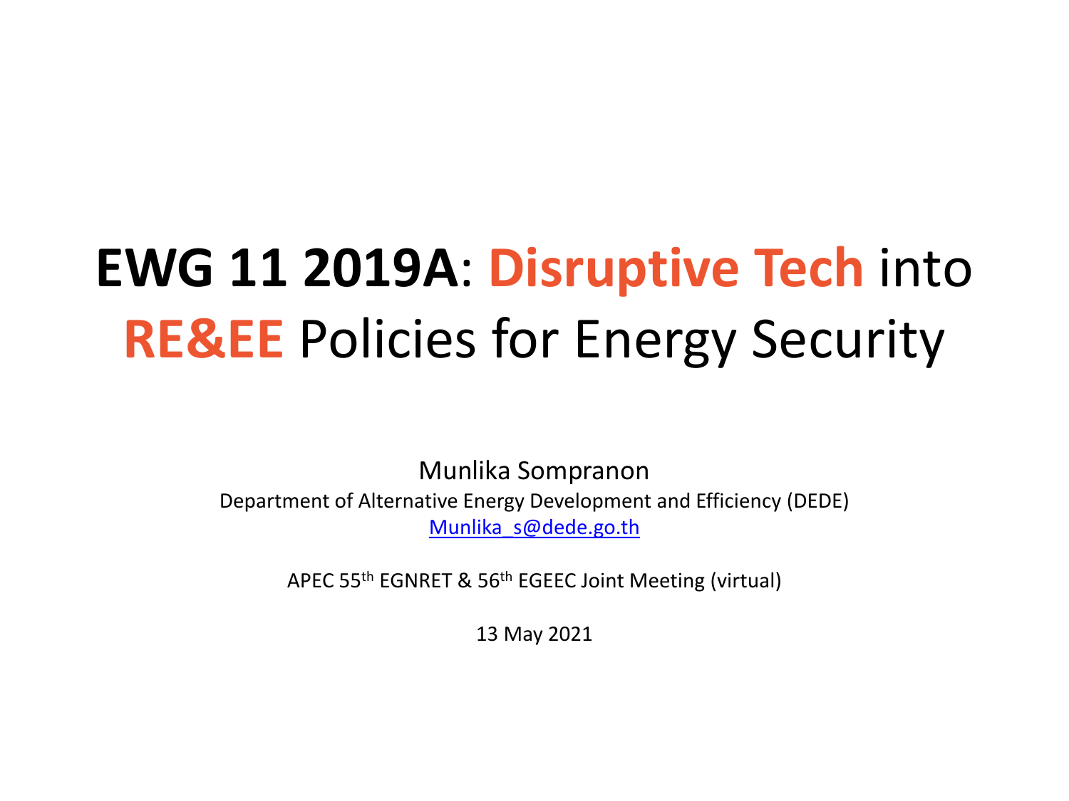# **EWG 11 2019A**: **Disruptive Tech** into **RE&EE** Policies for Energy Security

Munlika Sompranon

Department of Alternative Energy Development and Efficiency (DEDE)

Munlika_s@dede.go.th

APEC 55th EGNRET & 56th EGEEC Joint Meeting (virtual)

13 May 2021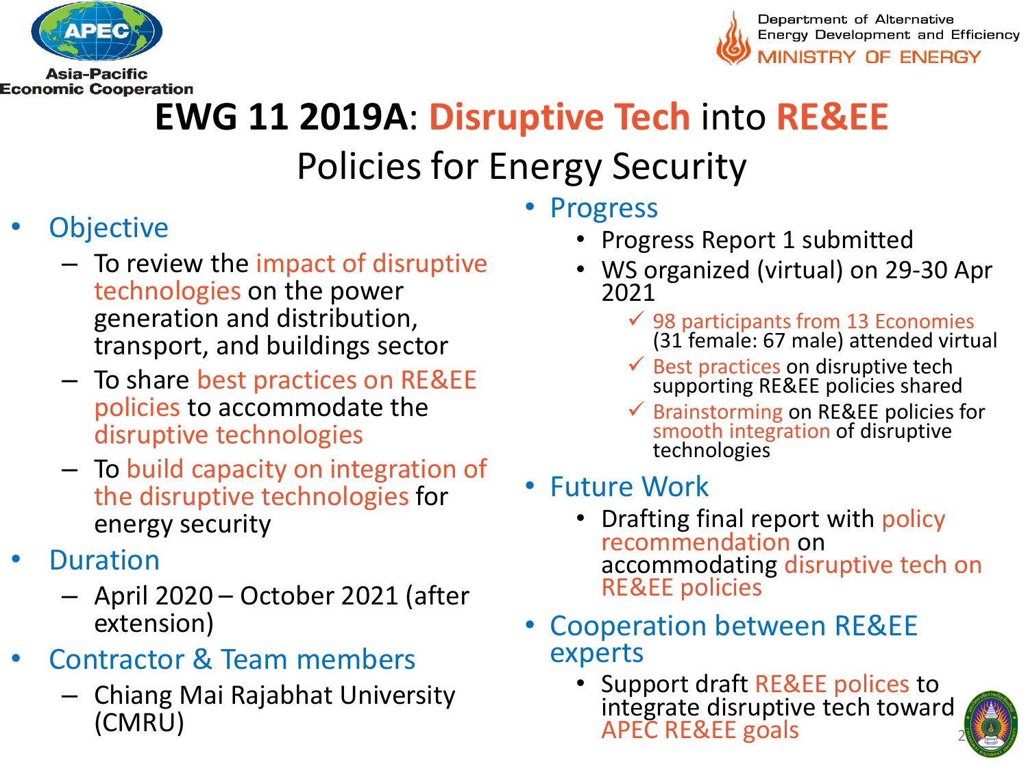Asia-Pacific Economic Cooperation

Department of Alternative Energy Development and Efficiency
MINISTRY OF ENERGY

# EWG 11 2019A: Disruptive Tech into RE&EE Policies for Energy Security

- **Objective**
  - To review the impact of disruptive technologies on the power generation and distribution, transport, and buildings sector
  - To share best practices on RE&EE policies to accommodate the disruptive technologies
  - To build capacity on integration of the disruptive technologies for energy security
- **Duration**
  - April 2020 – October 2021 (after extension)
- **Contractor & Team members**
  - Chiang Mai Rajabhat University (CMRU)

- **Progress**
  - Progress Report 1 submitted
  - WS organized (virtual) on 29-30 Apr 2021
    - ✓ 98 participants from 13 Economies (31 female: 67 male) attended virtual
    - ✓ Best practices on disruptive tech supporting RE&EE policies shared
    - ✓ Brainstorming on RE&EE policies for smooth integration of disruptive technologies
- **Future Work**
  - Drafting final report with policy recommendation on accommodating disruptive tech on RE&EE policies
- **Cooperation between RE&EE experts**
  - Support draft RE&EE polices to integrate disruptive tech toward APEC RE&EE goals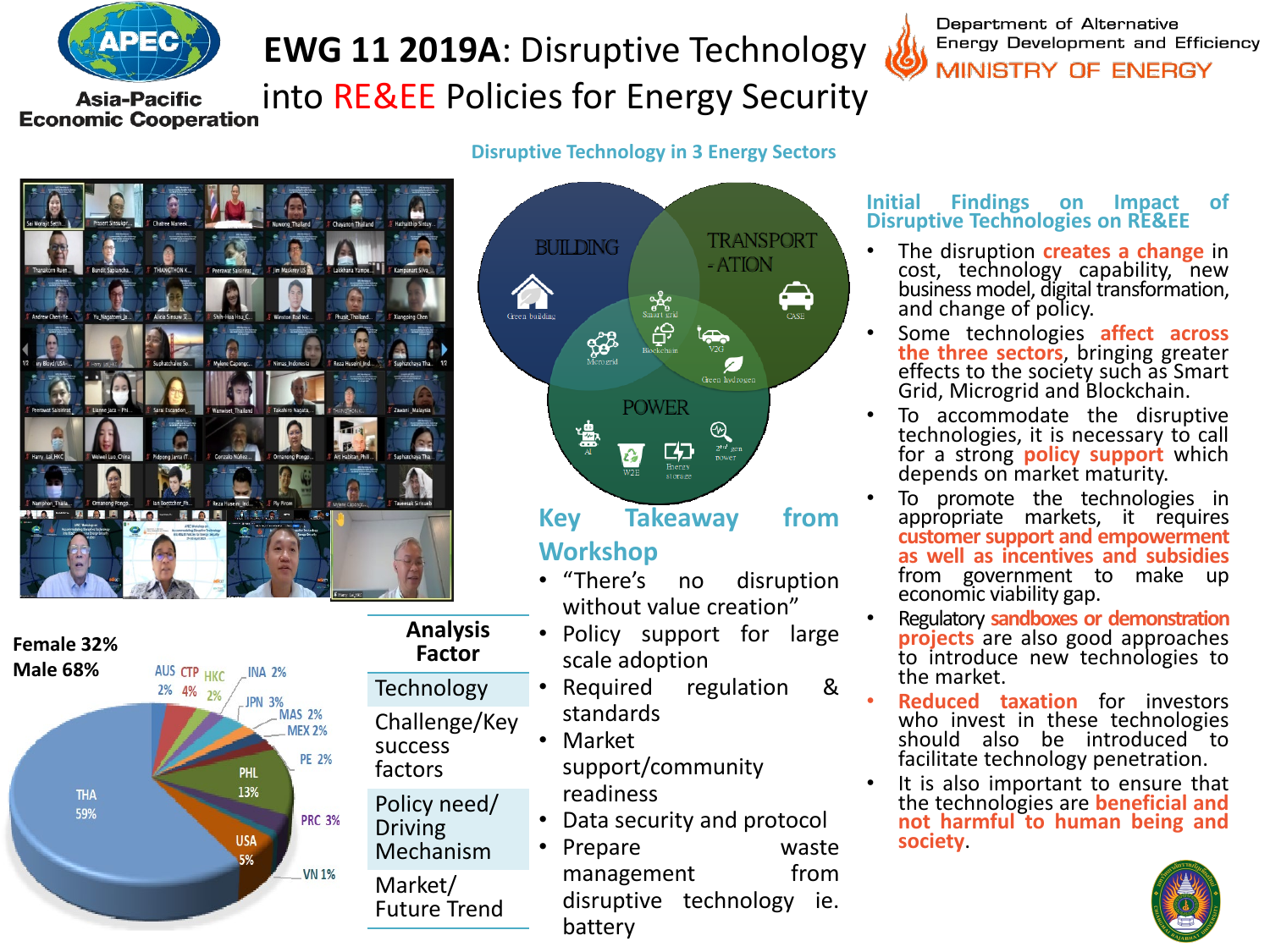# EWG 11 2019A: Disruptive Technology into RE&EE Policies for Energy Security

APEC Asia-Pacific Economic Cooperation

Department of Alternative Energy Development and Efficiency
MINISTRY OF ENERGY

## Disruptive Technology in 3 Energy Sectors

BUILDING
Green building

TRANSPORTATION
CASE

POWER
AI
W2E
Energy storage
2nd gen power

Smart grid
Blockchain
Micro grid
V2G
Green hydrogen

Female 32%
Male 68%

THA 59%
PHL 13%
USA 5%
AUS 2%
CTP 4%
HKC 2%
INA 2%
JPN 3%
MAS 2%
MEX 2%
PE 2%
PRC 3%
VN 1%

| Analysis Factor |
|---|
| Technology |
| Challenge/Key success factors |
| Policy need/ Driving Mechanism |
| Market/ Future Trend |

## Key Takeaway from Workshop

- "There's no disruption without value creation"
- Policy support for large scale adoption
- Required regulation & standards
- Market support/community readiness
- Data security and protocol
- Prepare waste management from disruptive technology ie. battery

## Initial Findings on Impact of Disruptive Technologies on RE&EE

- The disruption **creates a change** in cost, technology capability, new business model, digital transformation, and change of policy.
- Some technologies **affect across the three sectors**, bringing greater effects to the society such as Smart Grid, Microgrid and Blockchain.
- To accommodate the disruptive technologies, it is necessary to call for a strong **policy support** which depends on market maturity.
- To promote the technologies in appropriate markets, it requires **customer support and empowerment as well as incentives and subsidies** from government to make up economic viability gap.
- Regulatory **sandboxes or demonstration projects** are also good approaches to introduce new technologies to the market.
- **Reduced taxation** for investors who invest in these technologies should also be introduced to facilitate technology penetration.
- It is also important to ensure that the technologies are **beneficial and not harmful to human being and society**.